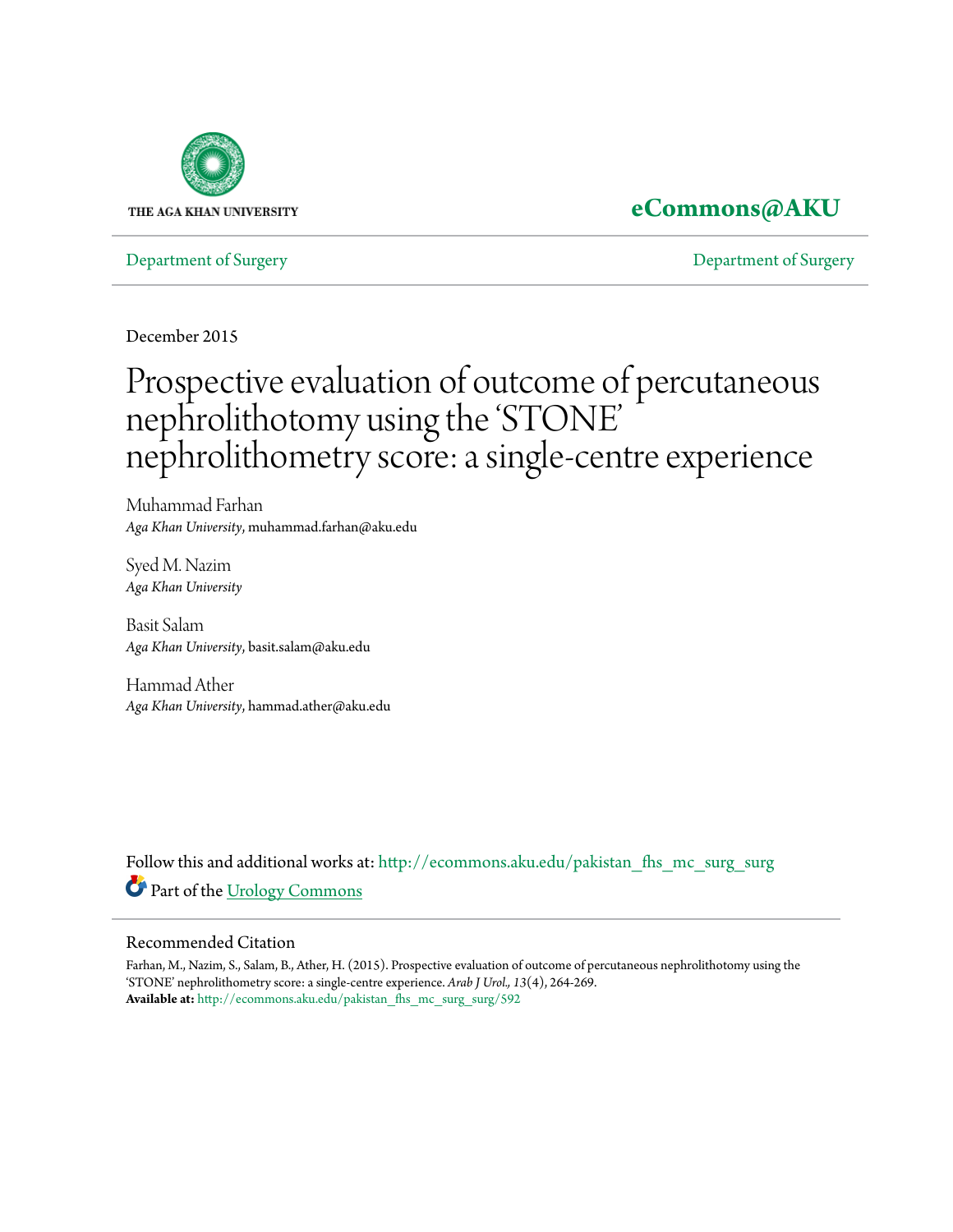THE AGA KHAN UNIVERSITY

**eCommons@AKU**

Department of Surgery

Department of Surgery

December 2015

# Prospective evaluation of outcome of percutaneous nephrolithotomy using the 'STONE' nephrolithometry score: a single-centre experience

Muhammad Farhan
*Aga Khan University*, muhammad.farhan@aku.edu

Syed M. Nazim
*Aga Khan University*

Basit Salam
*Aga Khan University*, basit.salam@aku.edu

Hammad Ather
*Aga Khan University*, hammad.ather@aku.edu

Follow this and additional works at: http://ecommons.aku.edu/pakistan_fhs_mc_surg_surg

Part of the Urology Commons

## Recommended Citation

Farhan, M., Nazim, S., Salam, B., Ather, H. (2015). Prospective evaluation of outcome of percutaneous nephrolithotomy using the 'STONE' nephrolithometry score: a single-centre experience. *Arab J Urol., 13*(4), 264-269.
**Available at:** http://ecommons.aku.edu/pakistan_fhs_mc_surg_surg/592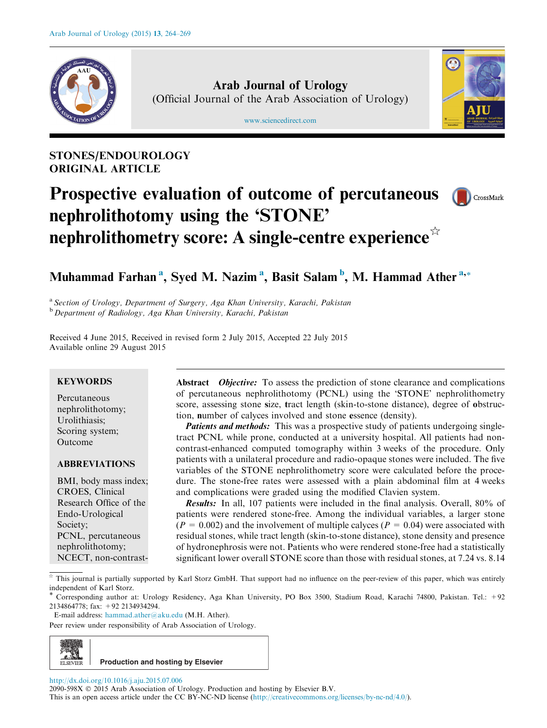STONES/ENDOUROLOGY
ORIGINAL ARTICLE

# Prospective evaluation of outcome of percutaneous nephrolithotomy using the 'STONE' nephrolithometry score: A single-centre experience☆

Muhammad Farhan [a], Syed M. Nazim [a], Basit Salam [b], M. Hammad Ather [a,*]

[a] *Section of Urology, Department of Surgery, Aga Khan University, Karachi, Pakistan*
[b] *Department of Radiology, Aga Khan University, Karachi, Pakistan*

Received 4 June 2015, Received in revised form 2 July 2015, Accepted 22 July 2015
Available online 29 August 2015

**KEYWORDS**

Percutaneous nephrolithotomy;
Urolithiasis;
Scoring system;
Outcome

**ABBREVIATIONS**

BMI, body mass index;
CROES, Clinical Research Office of the Endo-Urological Society;
PCNL, percutaneous nephrolithotomy;
NCECT, non-contrast-

**Abstract** ***Objective:*** To assess the prediction of stone clearance and complications of percutaneous nephrolithotomy (PCNL) using the 'STONE' nephrolithometry score, assessing stone **s**ize, **t**ract length (skin-to-stone distance), degree of **o**bstruction, **n**umber of calyces involved and stone **e**ssence (density).

***Patients and methods:*** This was a prospective study of patients undergoing single-tract PCNL while prone, conducted at a university hospital. All patients had non-contrast-enhanced computed tomography within 3 weeks of the procedure. Only patients with a unilateral procedure and radio-opaque stones were included. The five variables of the STONE nephrolithometry score were calculated before the procedure. The stone-free rates were assessed with a plain abdominal film at 4 weeks and complications were graded using the modified Clavien system.

***Results:*** In all, 107 patients were included in the final analysis. Overall, 80% of patients were rendered stone-free. Among the individual variables, a larger stone ($P = 0.002$) and the involvement of multiple calyces ($P = 0.04$) were associated with residual stones, while tract length (skin-to-stone distance), stone density and presence of hydronephrosis were not. Patients who were rendered stone-free had a statistically significant lower overall STONE score than those with residual stones, at 7.24 vs. 8.14

☆ This journal is partially supported by Karl Storz GmbH. That support had no influence on the peer-review of this paper, which was entirely independent of Karl Storz.

\* Corresponding author at: Urology Residency, Aga Khan University, PO Box 3500, Stadium Road, Karachi 74800, Pakistan. Tel.: +92 2134864778; fax: +92 2134934294.

E-mail address: hammad.ather@aku.edu (M.H. Ather).

Peer review under responsibility of Arab Association of Urology.

Production and hosting by Elsevier

http://dx.doi.org/10.1016/j.aju.2015.07.006
2090-598X © 2015 Arab Association of Urology. Production and hosting by Elsevier B.V.
This is an open access article under the CC BY-NC-ND license (http://creativecommons.org/licenses/by-nc-nd/4.0/).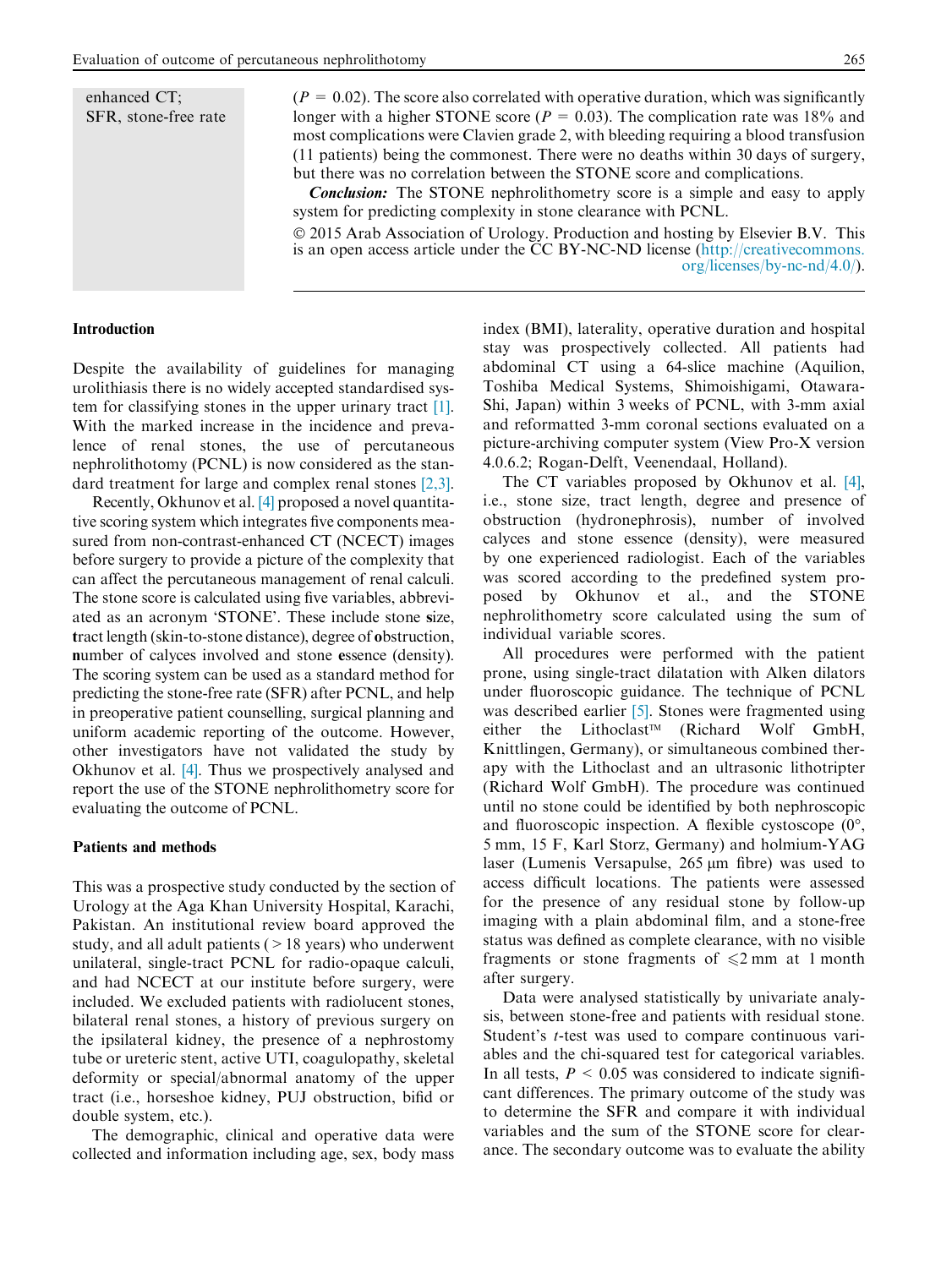enhanced CT;
SFR, stone-free rate

($P$ = 0.02). The score also correlated with operative duration, which was significantly longer with a higher STONE score ($P$ = 0.03). The complication rate was 18% and most complications were Clavien grade 2, with bleeding requiring a blood transfusion (11 patients) being the commonest. There were no deaths within 30 days of surgery, but there was no correlation between the STONE score and complications.

***Conclusion:*** The STONE nephrolithometry score is a simple and easy to apply system for predicting complexity in stone clearance with PCNL.

© 2015 Arab Association of Urology. Production and hosting by Elsevier B.V. This is an open access article under the CC BY-NC-ND license (http://creativecommons.org/licenses/by-nc-nd/4.0/).

## Introduction

Despite the availability of guidelines for managing urolithiasis there is no widely accepted standardised system for classifying stones in the upper urinary tract [1]. With the marked increase in the incidence and prevalence of renal stones, the use of percutaneous nephrolithotomy (PCNL) is now considered as the standard treatment for large and complex renal stones [2,3].

Recently, Okhunov et al. [4] proposed a novel quantitative scoring system which integrates five components measured from non-contrast-enhanced CT (NCECT) images before surgery to provide a picture of the complexity that can affect the percutaneous management of renal calculi. The stone score is calculated using five variables, abbreviated as an acronym 'STONE'. These include stone **s**ize, **t**ract length (skin-to-stone distance), degree of **o**bstruction, **n**umber of calyces involved and stone **e**ssence (density). The scoring system can be used as a standard method for predicting the stone-free rate (SFR) after PCNL, and help in preoperative patient counselling, surgical planning and uniform academic reporting of the outcome. However, other investigators have not validated the study by Okhunov et al. [4]. Thus we prospectively analysed and report the use of the STONE nephrolithometry score for evaluating the outcome of PCNL.

## Patients and methods

This was a prospective study conducted by the section of Urology at the Aga Khan University Hospital, Karachi, Pakistan. An institutional review board approved the study, and all adult patients (> 18 years) who underwent unilateral, single-tract PCNL for radio-opaque calculi, and had NCECT at our institute before surgery, were included. We excluded patients with radiolucent stones, bilateral renal stones, a history of previous surgery on the ipsilateral kidney, the presence of a nephrostomy tube or ureteric stent, active UTI, coagulopathy, skeletal deformity or special/abnormal anatomy of the upper tract (i.e., horseshoe kidney, PUJ obstruction, bifid or double system, etc.).

The demographic, clinical and operative data were collected and information including age, sex, body mass index (BMI), laterality, operative duration and hospital stay was prospectively collected. All patients had abdominal CT using a 64-slice machine (Aquilion, Toshiba Medical Systems, Shimoishigami, Otawara-Shi, Japan) within 3 weeks of PCNL, with 3-mm axial and reformatted 3-mm coronal sections evaluated on a picture-archiving computer system (View Pro-X version 4.0.6.2; Rogan-Delft, Veenendaal, Holland).

The CT variables proposed by Okhunov et al. [4], i.e., stone size, tract length, degree and presence of obstruction (hydronephrosis), number of involved calyces and stone essence (density), were measured by one experienced radiologist. Each of the variables was scored according to the predefined system proposed by Okhunov et al., and the STONE nephrolithometry score calculated using the sum of individual variable scores.

All procedures were performed with the patient prone, using single-tract dilatation with Alken dilators under fluoroscopic guidance. The technique of PCNL was described earlier [5]. Stones were fragmented using either the Lithoclast™ (Richard Wolf GmbH, Knittlingen, Germany), or simultaneous combined therapy with the Lithoclast and an ultrasonic lithotripter (Richard Wolf GmbH). The procedure was continued until no stone could be identified by both nephroscopic and fluoroscopic inspection. A flexible cystoscope (0°, 5 mm, 15 F, Karl Storz, Germany) and holmium-YAG laser (Lumenis Versapulse, 265 μm fibre) was used to access difficult locations. The patients were assessed for the presence of any residual stone by follow-up imaging with a plain abdominal film, and a stone-free status was defined as complete clearance, with no visible fragments or stone fragments of ⩽2 mm at 1 month after surgery.

Data were analysed statistically by univariate analysis, between stone-free and patients with residual stone. Student's $t$-test was used to compare continuous variables and the chi-squared test for categorical variables. In all tests, $P$ < 0.05 was considered to indicate significant differences. The primary outcome of the study was to determine the SFR and compare it with individual variables and the sum of the STONE score for clearance. The secondary outcome was to evaluate the ability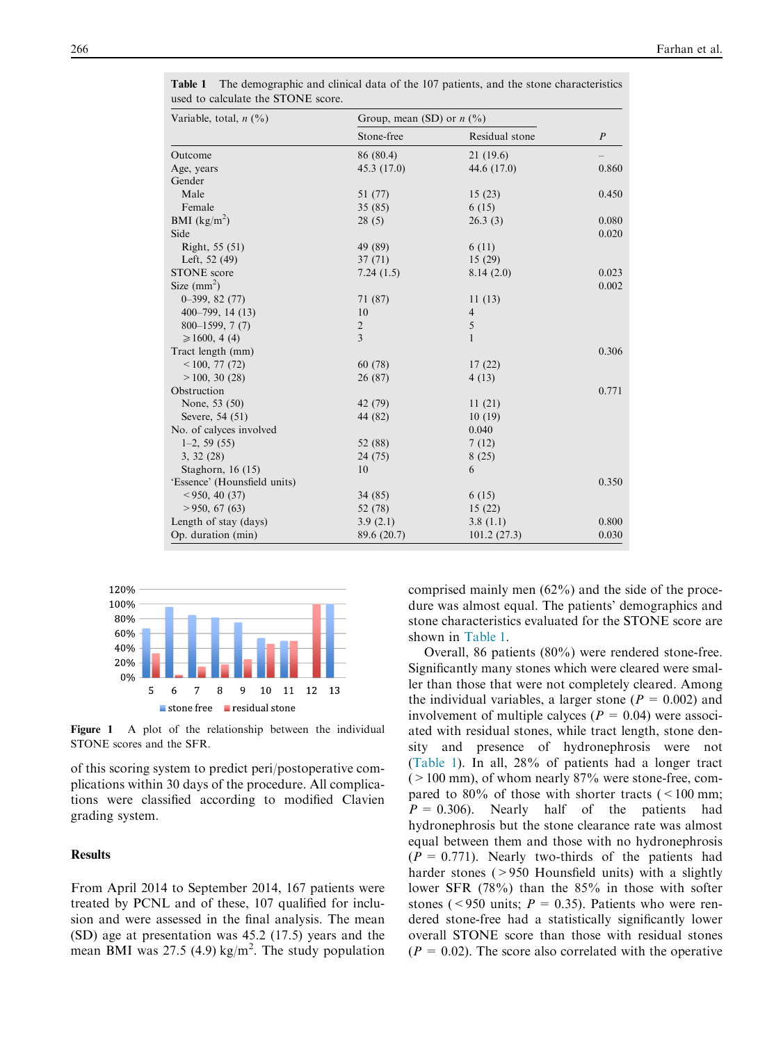**Table 1** The demographic and clinical data of the 107 patients, and the stone characteristics used to calculate the STONE score.

| Variable, total, n (%) | Group, mean (SD) or n (%) | | |
|---|---|---|---|
| | Stone-free | Residual stone | P |
| Outcome | 86 (80.4) | 21 (19.6) | – |
| Age, years | 45.3 (17.0) | 44.6 (17.0) | 0.860 |
| Gender | | | |
| Male | 51 (77) | 15 (23) | 0.450 |
| Female | 35 (85) | 6 (15) | |
| BMI (kg/m$^2$) | 28 (5) | 26.3 (3) | 0.080 |
| Side | | | 0.020 |
| Right, 55 (51) | 49 (89) | 6 (11) | |
| Left, 52 (49) | 37 (71) | 15 (29) | |
| STONE score | 7.24 (1.5) | 8.14 (2.0) | 0.023 |
| Size (mm$^2$) | | | 0.002 |
| 0–399, 82 (77) | 71 (87) | 11 (13) | |
| 400–799, 14 (13) | 10 | 4 | |
| 800–1599, 7 (7) | 2 | 5 | |
| ⩾1600, 4 (4) | 3 | 1 | |
| Tract length (mm) | | | 0.306 |
| < 100, 77 (72) | 60 (78) | 17 (22) | |
| > 100, 30 (28) | 26 (87) | 4 (13) | |
| Obstruction | | | 0.771 |
| None, 53 (50) | 42 (79) | 11 (21) | |
| Severe, 54 (51) | 44 (82) | 10 (19) | |
| No. of calyces involved | | 0.040 | |
| 1–2, 59 (55) | 52 (88) | 7 (12) | |
| 3, 32 (28) | 24 (75) | 8 (25) | |
| Staghorn, 16 (15) | 10 | 6 | |
| 'Essence' (Hounsfield units) | | | 0.350 |
| < 950, 40 (37) | 34 (85) | 6 (15) | |
| > 950, 67 (63) | 52 (78) | 15 (22) | |
| Length of stay (days) | 3.9 (2.1) | 3.8 (1.1) | 0.800 |
| Op. duration (min) | 89.6 (20.7) | 101.2 (27.3) | 0.030 |

120%
100%
80%
60%
40%
20%
0%
5 6 7 8 9 10 11 12 13
stone free residual stone

**Figure 1** A plot of the relationship between the individual STONE scores and the SFR.

of this scoring system to predict peri/postoperative complications within 30 days of the procedure. All complications were classified according to modified Clavien grading system.

## Results

From April 2014 to September 2014, 167 patients were treated by PCNL and of these, 107 qualified for inclusion and were assessed in the final analysis. The mean (SD) age at presentation was 45.2 (17.5) years and the mean BMI was 27.5 (4.9) kg/m$^2$. The study population comprised mainly men (62%) and the side of the procedure was almost equal. The patients' demographics and stone characteristics evaluated for the STONE score are shown in Table 1.

Overall, 86 patients (80%) were rendered stone-free. Significantly many stones which were cleared were smaller than those that were not completely cleared. Among the individual variables, a larger stone ($P = 0.002$) and involvement of multiple calyces ($P = 0.04$) were associated with residual stones, while tract length, stone density and presence of hydronephrosis were not (Table 1). In all, 28% of patients had a longer tract (> 100 mm), of whom nearly 87% were stone-free, compared to 80% of those with shorter tracts (< 100 mm; $P = 0.306$). Nearly half of the patients had hydronephrosis but the stone clearance rate was almost equal between them and those with no hydronephrosis ($P = 0.771$). Nearly two-thirds of the patients had harder stones (> 950 Hounsfield units) with a slightly lower SFR (78%) than the 85% in those with softer stones (< 950 units; $P = 0.35$). Patients who were rendered stone-free had a statistically significantly lower overall STONE score than those with residual stones ($P = 0.02$). The score also correlated with the operative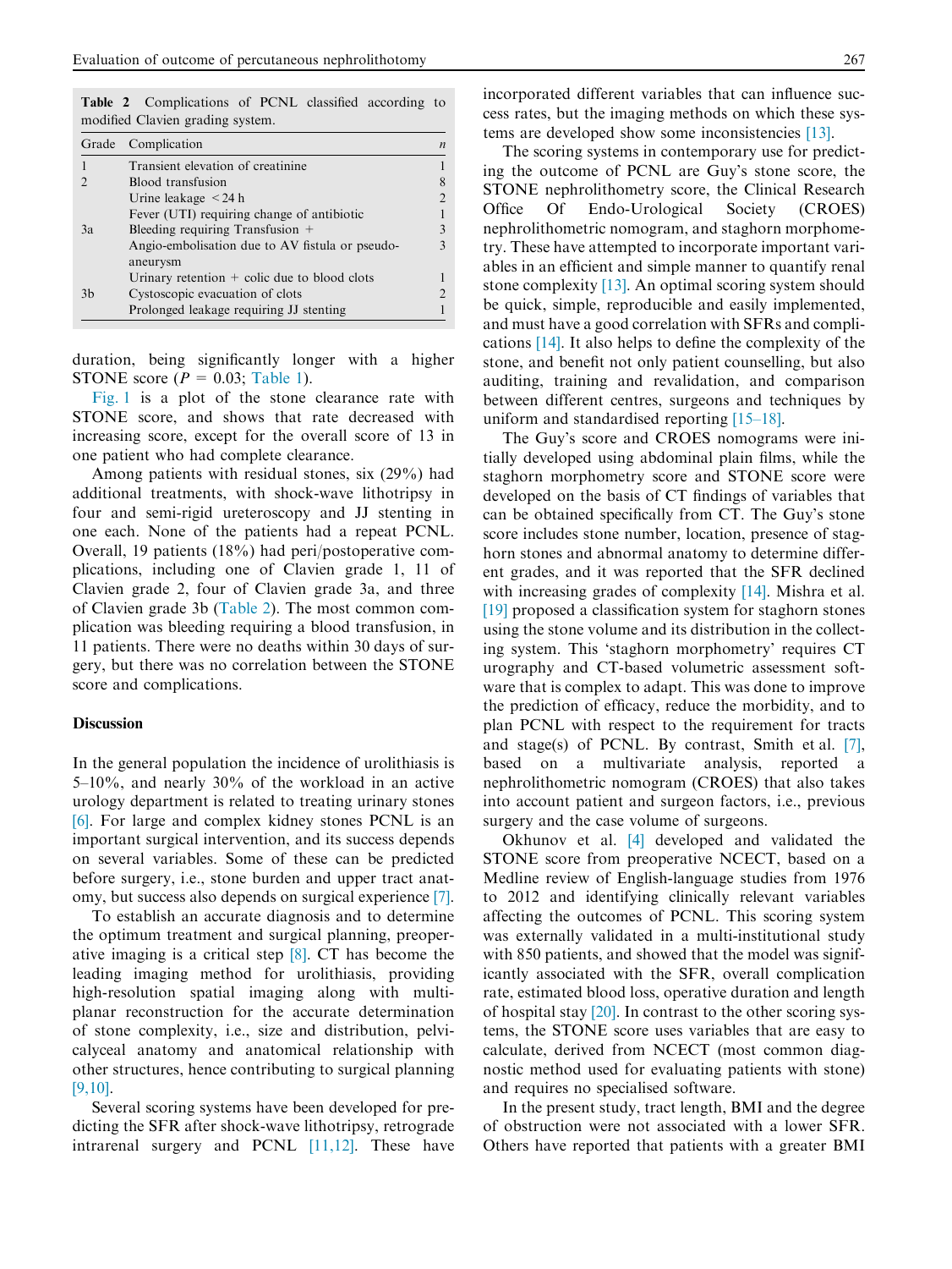**Table 2** Complications of PCNL classified according to modified Clavien grading system.

| Grade | Complication | *n* |
|---|---|---|
| 1 | Transient elevation of creatinine | 1 |
| 2 | Blood transfusion | 8 |
| | Urine leakage < 24 h | 2 |
| | Fever (UTI) requiring change of antibiotic | 1 |
| 3a | Bleeding requiring Transfusion + | 3 |
| | Angio-embolisation due to AV fistula or pseudo-aneurysm | 3 |
| | Urinary retention + colic due to blood clots | 1 |
| 3b | Cystoscopic evacuation of clots | 2 |
| | Prolonged leakage requiring JJ stenting | 1 |

duration, being significantly longer with a higher STONE score ($P = 0.03$; Table 1).

Fig. 1 is a plot of the stone clearance rate with STONE score, and shows that rate decreased with increasing score, except for the overall score of 13 in one patient who had complete clearance.

Among patients with residual stones, six (29%) had additional treatments, with shock-wave lithotripsy in four and semi-rigid ureteroscopy and JJ stenting in one each. None of the patients had a repeat PCNL. Overall, 19 patients (18%) had peri/postoperative complications, including one of Clavien grade 1, 11 of Clavien grade 2, four of Clavien grade 3a, and three of Clavien grade 3b (Table 2). The most common complication was bleeding requiring a blood transfusion, in 11 patients. There were no deaths within 30 days of surgery, but there was no correlation between the STONE score and complications.

## Discussion

In the general population the incidence of urolithiasis is 5–10%, and nearly 30% of the workload in an active urology department is related to treating urinary stones [6]. For large and complex kidney stones PCNL is an important surgical intervention, and its success depends on several variables. Some of these can be predicted before surgery, i.e., stone burden and upper tract anatomy, but success also depends on surgical experience [7].

To establish an accurate diagnosis and to determine the optimum treatment and surgical planning, preoperative imaging is a critical step [8]. CT has become the leading imaging method for urolithiasis, providing high-resolution spatial imaging along with multiplanar reconstruction for the accurate determination of stone complexity, i.e., size and distribution, pelvicalyceal anatomy and anatomical relationship with other structures, hence contributing to surgical planning [9,10].

Several scoring systems have been developed for predicting the SFR after shock-wave lithotripsy, retrograde intrarenal surgery and PCNL [11,12]. These have incorporated different variables that can influence success rates, but the imaging methods on which these systems are developed show some inconsistencies [13].

The scoring systems in contemporary use for predicting the outcome of PCNL are Guy's stone score, the STONE nephrolithometry score, the Clinical Research Office Of Endo-Urological Society (CROES) nephrolithometric nomogram, and staghorn morphometry. These have attempted to incorporate important variables in an efficient and simple manner to quantify renal stone complexity [13]. An optimal scoring system should be quick, simple, reproducible and easily implemented, and must have a good correlation with SFRs and complications [14]. It also helps to define the complexity of the stone, and benefit not only patient counselling, but also auditing, training and revalidation, and comparison between different centres, surgeons and techniques by uniform and standardised reporting [15–18].

The Guy's score and CROES nomograms were initially developed using abdominal plain films, while the staghorn morphometry score and STONE score were developed on the basis of CT findings of variables that can be obtained specifically from CT. The Guy's stone score includes stone number, location, presence of staghorn stones and abnormal anatomy to determine different grades, and it was reported that the SFR declined with increasing grades of complexity [14]. Mishra et al. [19] proposed a classification system for staghorn stones using the stone volume and its distribution in the collecting system. This 'staghorn morphometry' requires CT urography and CT-based volumetric assessment software that is complex to adapt. This was done to improve the prediction of efficacy, reduce the morbidity, and to plan PCNL with respect to the requirement for tracts and stage(s) of PCNL. By contrast, Smith et al. [7], based on a multivariate analysis, reported a nephrolithometric nomogram (CROES) that also takes into account patient and surgeon factors, i.e., previous surgery and the case volume of surgeons.

Okhunov et al. [4] developed and validated the STONE score from preoperative NCECT, based on a Medline review of English-language studies from 1976 to 2012 and identifying clinically relevant variables affecting the outcomes of PCNL. This scoring system was externally validated in a multi-institutional study with 850 patients, and showed that the model was significantly associated with the SFR, overall complication rate, estimated blood loss, operative duration and length of hospital stay [20]. In contrast to the other scoring systems, the STONE score uses variables that are easy to calculate, derived from NCECT (most common diagnostic method used for evaluating patients with stone) and requires no specialised software.

In the present study, tract length, BMI and the degree of obstruction were not associated with a lower SFR. Others have reported that patients with a greater BMI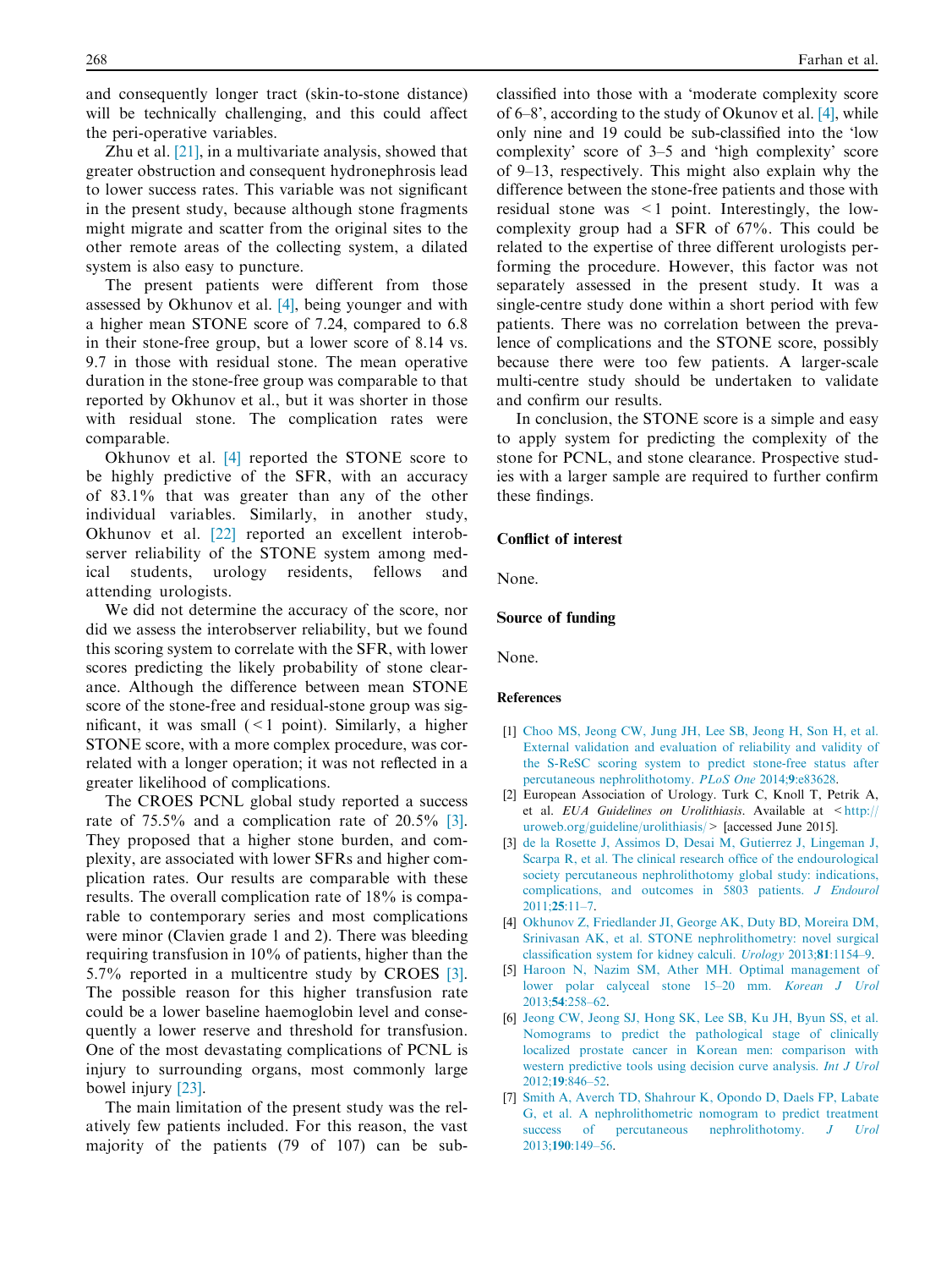and consequently longer tract (skin-to-stone distance) will be technically challenging, and this could affect the peri-operative variables.

Zhu et al. [21], in a multivariate analysis, showed that greater obstruction and consequent hydronephrosis lead to lower success rates. This variable was not significant in the present study, because although stone fragments might migrate and scatter from the original sites to the other remote areas of the collecting system, a dilated system is also easy to puncture.

The present patients were different from those assessed by Okhunov et al. [4], being younger and with a higher mean STONE score of 7.24, compared to 6.8 in their stone-free group, but a lower score of 8.14 vs. 9.7 in those with residual stone. The mean operative duration in the stone-free group was comparable to that reported by Okhunov et al., but it was shorter in those with residual stone. The complication rates were comparable.

Okhunov et al. [4] reported the STONE score to be highly predictive of the SFR, with an accuracy of 83.1% that was greater than any of the other individual variables. Similarly, in another study, Okhunov et al. [22] reported an excellent interobserver reliability of the STONE system among medical students, urology residents, fellows and attending urologists.

We did not determine the accuracy of the score, nor did we assess the interobserver reliability, but we found this scoring system to correlate with the SFR, with lower scores predicting the likely probability of stone clearance. Although the difference between mean STONE score of the stone-free and residual-stone group was significant, it was small (<1 point). Similarly, a higher STONE score, with a more complex procedure, was correlated with a longer operation; it was not reflected in a greater likelihood of complications.

The CROES PCNL global study reported a success rate of 75.5% and a complication rate of 20.5% [3]. They proposed that a higher stone burden, and complexity, are associated with lower SFRs and higher complication rates. Our results are comparable with these results. The overall complication rate of 18% is comparable to contemporary series and most complications were minor (Clavien grade 1 and 2). There was bleeding requiring transfusion in 10% of patients, higher than the 5.7% reported in a multicentre study by CROES [3]. The possible reason for this higher transfusion rate could be a lower baseline haemoglobin level and consequently a lower reserve and threshold for transfusion. One of the most devastating complications of PCNL is injury to surrounding organs, most commonly large bowel injury [23].

The main limitation of the present study was the relatively few patients included. For this reason, the vast majority of the patients (79 of 107) can be sub-classified into those with a 'moderate complexity score of 6–8', according to the study of Okunov et al. [4], while only nine and 19 could be sub-classified into the 'low complexity' score of 3–5 and 'high complexity' score of 9–13, respectively. This might also explain why the difference between the stone-free patients and those with residual stone was <1 point. Interestingly, the low-complexity group had a SFR of 67%. This could be related to the expertise of three different urologists performing the procedure. However, this factor was not separately assessed in the present study. It was a single-centre study done within a short period with few patients. There was no correlation between the prevalence of complications and the STONE score, possibly because there were too few patients. A larger-scale multi-centre study should be undertaken to validate and confirm our results.

In conclusion, the STONE score is a simple and easy to apply system for predicting the complexity of the stone for PCNL, and stone clearance. Prospective studies with a larger sample are required to further confirm these findings.

## Conflict of interest

None.

## Source of funding

None.

## References

[1] Choo MS, Jeong CW, Jung JH, Lee SB, Jeong H, Son H, et al. External validation and evaluation of reliability and validity of the S-ReSC scoring system to predict stone-free status after percutaneous nephrolithotomy. *PLoS One* 2014;**9**:e83628.

[2] European Association of Urology. Turk C, Knoll T, Petrik A, et al. *EUA Guidelines on Urolithiasis*. Available at <http://uroweb.org/guideline/urolithiasis/> [accessed June 2015].

[3] de la Rosette J, Assimos D, Desai M, Gutierrez J, Lingeman J, Scarpa R, et al. The clinical research office of the endourological society percutaneous nephrolithotomy global study: indications, complications, and outcomes in 5803 patients. *J Endourol* 2011;**25**:11–7.

[4] Okhunov Z, Friedlander JI, George AK, Duty BD, Moreira DM, Srinivasan AK, et al. STONE nephrolithometry: novel surgical classification system for kidney calculi. *Urology* 2013;**81**:1154–9.

[5] Haroon N, Nazim SM, Ather MH. Optimal management of lower polar calyceal stone 15–20 mm. *Korean J Urol* 2013;**54**:258–62.

[6] Jeong CW, Jeong SJ, Hong SK, Lee SB, Ku JH, Byun SS, et al. Nomograms to predict the pathological stage of clinically localized prostate cancer in Korean men: comparison with western predictive tools using decision curve analysis. *Int J Urol* 2012;**19**:846–52.

[7] Smith A, Averch TD, Shahrour K, Opondo D, Daels FP, Labate G, et al. A nephrolithometric nomogram to predict treatment success of percutaneous nephrolithotomy. *J Urol* 2013;**190**:149–56.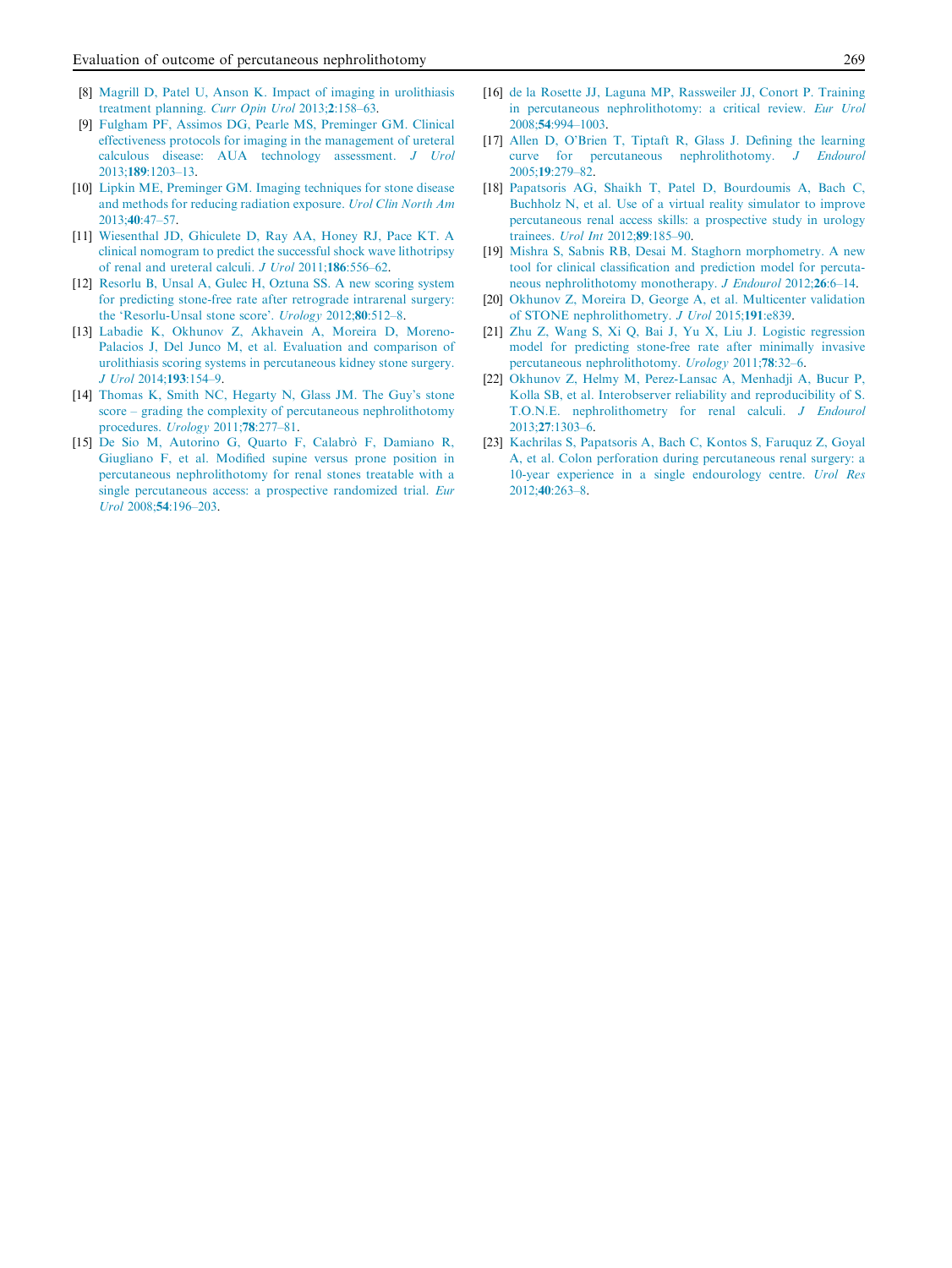[8] Magrill D, Patel U, Anson K. Impact of imaging in urolithiasis treatment planning. *Curr Opin Urol* 2013;**2**:158–63.

[9] Fulgham PF, Assimos DG, Pearle MS, Preminger GM. Clinical effectiveness protocols for imaging in the management of ureteral calculous disease: AUA technology assessment. *J Urol* 2013;**189**:1203–13.

[10] Lipkin ME, Preminger GM. Imaging techniques for stone disease and methods for reducing radiation exposure. *Urol Clin North Am* 2013;**40**:47–57.

[11] Wiesenthal JD, Ghiculete D, Ray AA, Honey RJ, Pace KT. A clinical nomogram to predict the successful shock wave lithotripsy of renal and ureteral calculi. *J Urol* 2011;**186**:556–62.

[12] Resorlu B, Unsal A, Gulec H, Oztuna SS. A new scoring system for predicting stone-free rate after retrograde intrarenal surgery: the 'Resorlu-Unsal stone score'. *Urology* 2012;**80**:512–8.

[13] Labadie K, Okhunov Z, Akhavein A, Moreira D, Moreno-Palacios J, Del Junco M, et al. Evaluation and comparison of urolithiasis scoring systems in percutaneous kidney stone surgery. *J Urol* 2014;**193**:154–9.

[14] Thomas K, Smith NC, Hegarty N, Glass JM. The Guy's stone score – grading the complexity of percutaneous nephrolithotomy procedures. *Urology* 2011;**78**:277–81.

[15] De Sio M, Autorino G, Quarto F, Calabrò F, Damiano R, Giugliano F, et al. Modified supine versus prone position in percutaneous nephrolithotomy for renal stones treatable with a single percutaneous access: a prospective randomized trial. *Eur Urol* 2008;**54**:196–203.

[16] de la Rosette JJ, Laguna MP, Rassweiler JJ, Conort P. Training in percutaneous nephrolithotomy: a critical review. *Eur Urol* 2008;**54**:994–1003.

[17] Allen D, O'Brien T, Tiptaft R, Glass J. Defining the learning curve for percutaneous nephrolithotomy. *J Endourol* 2005;**19**:279–82.

[18] Papatsoris AG, Shaikh T, Patel D, Bourdoumis A, Bach C, Buchholz N, et al. Use of a virtual reality simulator to improve percutaneous renal access skills: a prospective study in urology trainees. *Urol Int* 2012;**89**:185–90.

[19] Mishra S, Sabnis RB, Desai M. Staghorn morphometry. A new tool for clinical classification and prediction model for percutaneous nephrolithotomy monotherapy. *J Endourol* 2012;**26**:6–14.

[20] Okhunov Z, Moreira D, George A, et al. Multicenter validation of STONE nephrolithometry. *J Urol* 2015;**191**:e839.

[21] Zhu Z, Wang S, Xi Q, Bai J, Yu X, Liu J. Logistic regression model for predicting stone-free rate after minimally invasive percutaneous nephrolithotomy. *Urology* 2011;**78**:32–6.

[22] Okhunov Z, Helmy M, Perez-Lansac A, Menhadji A, Bucur P, Kolla SB, et al. Interobserver reliability and reproducibility of S.T.O.N.E. nephrolithometry for renal calculi. *J Endourol* 2013;**27**:1303–6.

[23] Kachrilas S, Papatsoris A, Bach C, Kontos S, Faruquz Z, Goyal A, et al. Colon perforation during percutaneous renal surgery: a 10-year experience in a single endourology centre. *Urol Res* 2012;**40**:263–8.